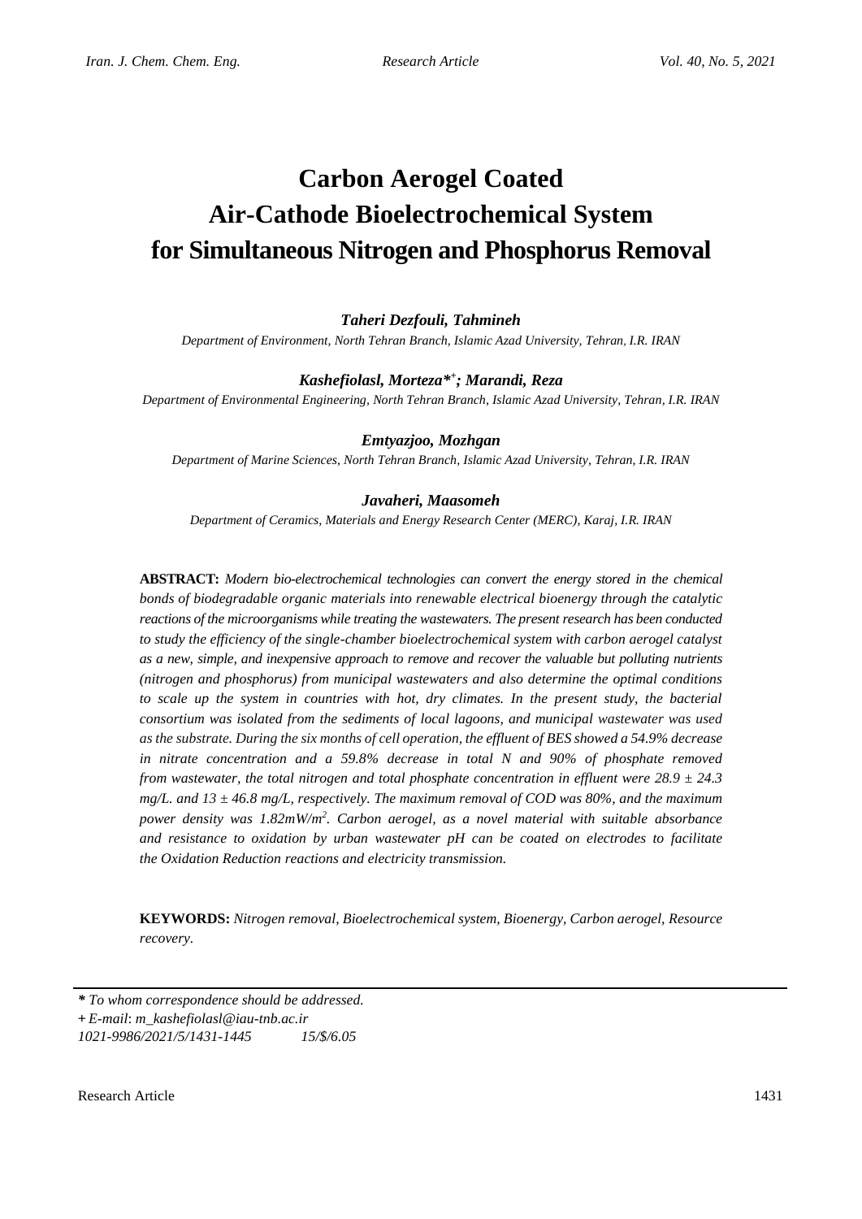# Carbon Aerogel Coated Air-Cathode Bioelectrochemical System for Simultaneous Nitrogen and Phosphorus Removal

***Taheri Dezfouli, Tahmineh***

*Department of Environment, North Tehran Branch, Islamic Azad University, Tehran, I.R. IRAN*

***Kashefiolasl, Morteza\*[+]; Marandi, Reza***

*Department of Environmental Engineering, North Tehran Branch, Islamic Azad University, Tehran, I.R. IRAN*

***Emtyazjoo, Mozhgan***

*Department of Marine Sciences, North Tehran Branch, Islamic Azad University, Tehran, I.R. IRAN*

***Javaheri, Maasomeh***

*Department of Ceramics, Materials and Energy Research Center (MERC), Karaj, I.R. IRAN*

**ABSTRACT:** *Modern bio-electrochemical technologies can convert the energy stored in the chemical bonds of biodegradable organic materials into renewable electrical bioenergy through the catalytic reactions of the microorganisms while treating the wastewaters. The present research has been conducted to study the efficiency of the single-chamber bioelectrochemical system with carbon aerogel catalyst as a new, simple, and inexpensive approach to remove and recover the valuable but polluting nutrients (nitrogen and phosphorus) from municipal wastewaters and also determine the optimal conditions to scale up the system in countries with hot, dry climates. In the present study, the bacterial consortium was isolated from the sediments of local lagoons, and municipal wastewater was used as the substrate. During the six months of cell operation, the effluent of BES showed a 54.9% decrease in nitrate concentration and a 59.8% decrease in total N and 90% of phosphate removed from wastewater, the total nitrogen and total phosphate concentration in effluent were $28.9 \pm 24.3$ mg/L. and $13 \pm 46.8$ mg/L, respectively. The maximum removal of COD was 80%, and the maximum power density was $1.82 mW/m^2$. Carbon aerogel, as a novel material with suitable absorbance and resistance to oxidation by urban wastewater pH can be coated on electrodes to facilitate the Oxidation Reduction reactions and electricity transmission.*

**KEYWORDS:** *Nitrogen removal, Bioelectrochemical system, Bioenergy, Carbon aerogel, Resource recovery.*

---

*\* To whom correspondence should be addressed.*
*+ E-mail: m_kashefiolasl@iau-tnb.ac.ir*
*1021-9986/2021/5/1431-1445 15/$/6.05*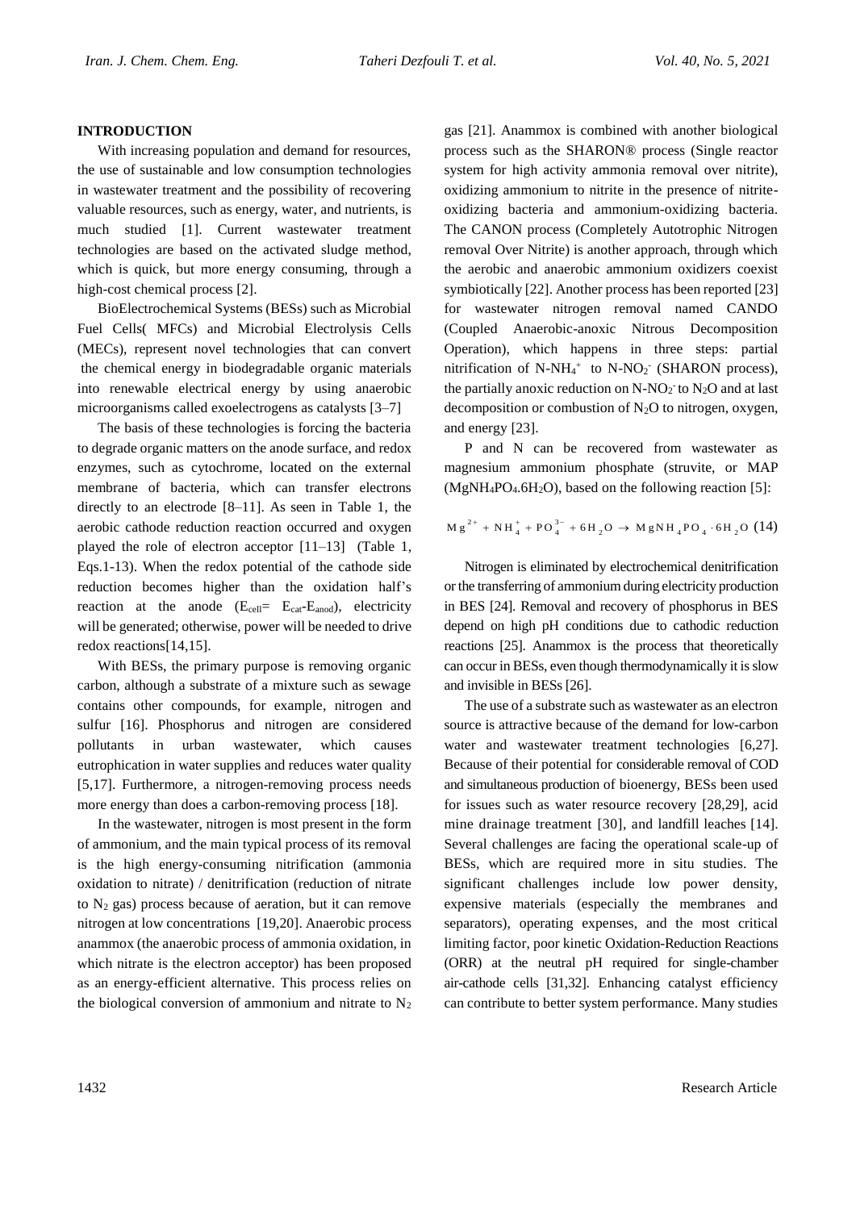## INTRODUCTION

With increasing population and demand for resources, the use of sustainable and low consumption technologies in wastewater treatment and the possibility of recovering valuable resources, such as energy, water, and nutrients, is much studied [1]. Current wastewater treatment technologies are based on the activated sludge method, which is quick, but more energy consuming, through a high-cost chemical process [2].

BioElectrochemical Systems (BESs) such as Microbial Fuel Cells( MFCs) and Microbial Electrolysis Cells (MECs), represent novel technologies that can convert the chemical energy in biodegradable organic materials into renewable electrical energy by using anaerobic microorganisms called exoelectrogens as catalysts [3–7]

The basis of these technologies is forcing the bacteria to degrade organic matters on the anode surface, and redox enzymes, such as cytochrome, located on the external membrane of bacteria, which can transfer electrons directly to an electrode [8–11]. As seen in Table 1, the aerobic cathode reduction reaction occurred and oxygen played the role of electron acceptor [11–13] (Table 1, Eqs.1-13). When the redox potential of the cathode side reduction becomes higher than the oxidation half's reaction at the anode ($E_{cell}= E_{cat}-E_{anod}$), electricity will be generated; otherwise, power will be needed to drive redox reactions[14,15].

With BESs, the primary purpose is removing organic carbon, although a substrate of a mixture such as sewage contains other compounds, for example, nitrogen and sulfur [16]. Phosphorus and nitrogen are considered pollutants in urban wastewater, which causes eutrophication in water supplies and reduces water quality [5,17]. Furthermore, a nitrogen-removing process needs more energy than does a carbon-removing process [18].

In the wastewater, nitrogen is most present in the form of ammonium, and the main typical process of its removal is the high energy-consuming nitrification (ammonia oxidation to nitrate) / denitrification (reduction of nitrate to $N_2$ gas) process because of aeration, but it can remove nitrogen at low concentrations [19,20]. Anaerobic process anammox (the anaerobic process of ammonia oxidation, in which nitrate is the electron acceptor) has been proposed as an energy-efficient alternative. This process relies on the biological conversion of ammonium and nitrate to $N_2$ gas [21]. Anammox is combined with another biological process such as the SHARON® process (Single reactor system for high activity ammonia removal over nitrite), oxidizing ammonium to nitrite in the presence of nitrite-oxidizing bacteria and ammonium-oxidizing bacteria. The CANON process (Completely Autotrophic Nitrogen removal Over Nitrite) is another approach, through which the aerobic and anaerobic ammonium oxidizers coexist symbiotically [22]. Another process has been reported [23] for wastewater nitrogen removal named CANDO (Coupled Anaerobic-anoxic Nitrous Decomposition Operation), which happens in three steps: partial nitrification of $N\text{-}NH_4^+$ to $N\text{-}NO_2^-$ (SHARON process), the partially anoxic reduction on $N\text{-}NO_2^-$ to $N_2O$ and at last decomposition or combustion of $N_2O$ to nitrogen, oxygen, and energy [23].

P and N can be recovered from wastewater as magnesium ammonium phosphate (struvite, or MAP ($MgNH_4PO_4.6H_2O$), based on the following reaction [5]:

$$Mg^{2+} + NH_4^+ + PO_4^{3-} + 6H_2O \rightarrow MgNH_4PO_4 \cdot 6H_2O \quad (14)$$

Nitrogen is eliminated by electrochemical denitrification or the transferring of ammonium during electricity production in BES [24]. Removal and recovery of phosphorus in BES depend on high pH conditions due to cathodic reduction reactions [25]. Anammox is the process that theoretically can occur in BESs, even though thermodynamically it is slow and invisible in BESs [26].

The use of a substrate such as wastewater as an electron source is attractive because of the demand for low-carbon water and wastewater treatment technologies [6,27]. Because of their potential for considerable removal of COD and simultaneous production of bioenergy, BESs been used for issues such as water resource recovery [28,29], acid mine drainage treatment [30], and landfill leaches [14]. Several challenges are facing the operational scale-up of BESs, which are required more in situ studies. The significant challenges include low power density, expensive materials (especially the membranes and separators), operating expenses, and the most critical limiting factor, poor kinetic Oxidation-Reduction Reactions (ORR) at the neutral pH required for single-chamber air-cathode cells [31,32]. Enhancing catalyst efficiency can contribute to better system performance. Many studies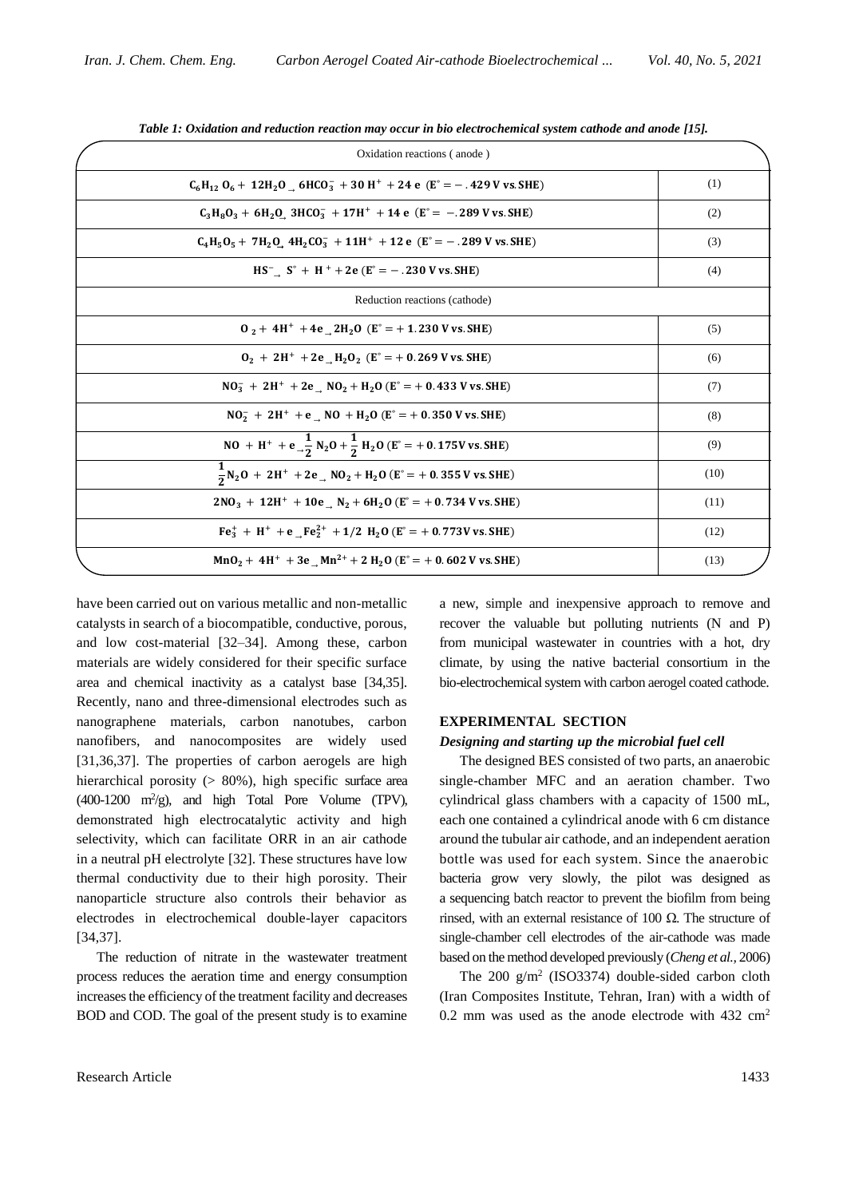*Table 1: Oxidation and reduction reaction may occur in bio electrochemical system cathode and anode [15].*

| Oxidation reactions ( anode ) | |
|---|---|
| $C_6H_{12}O_6 + 12H_2O \rightarrow 6HCO_3^- + 30\,H^+ + 24\,e\ (E^\circ = -.429\ V\ vs.\ SHE)$ | (1) |
| $C_3H_8O_3 + 6H_2O \rightarrow 3HCO_3^- + 17H^+ + 14\,e\ (E^\circ = -.289\ V\ vs.\ SHE)$ | (2) |
| $C_4H_5O_5 + 7H_2O \rightarrow 4H_2CO_3^- + 11H^+ + 12\,e\ (E^\circ = -.289\ V\ vs.\ SHE)$ | (3) |
| $HS^- \rightarrow S^\circ + H^+ + 2e\ (E^\circ = -.230\ V\ vs.\ SHE)$ | (4) |
| Reduction reactions (cathode) | |
| $O_2 + 4H^+ + 4e \rightarrow 2H_2O\ (E^\circ = +1.230\ V\ vs.\ SHE)$ | (5) |
| $O_2 + 2H^+ + 2e \rightarrow H_2O_2\ (E^\circ = +0.269\ V\ vs.\ SHE)$ | (6) |
| $NO_3^- + 2H^+ + 2e \rightarrow NO_2 + H_2O\ (E^\circ = +0.433\ V\ vs.\ SHE)$ | (7) |
| $NO_2^- + 2H^+ + e \rightarrow NO + H_2O\ (E^\circ = +0.350\ V\ vs.\ SHE)$ | (8) |
| $NO + H^+ + e \rightarrow \frac{1}{2}N_2O + \frac{1}{2}H_2O\ (E^\circ = +0.175V\ vs.\ SHE)$ | (9) |
| $\frac{1}{2}N_2O + 2H^+ + 2e \rightarrow NO_2 + H_2O\ (E^\circ = +0.355\ V\ vs.\ SHE)$ | (10) |
| $2NO_3 + 12H^+ + 10e \rightarrow N_2 + 6H_2O\ (E^\circ = +0.734\ V\ vs.\ SHE)$ | (11) |
| $Fe_3^+ + H^+ + e \rightarrow Fe_2^{2+} + 1/2\ H_2O\ (E^\circ = +0.773V\ vs.\ SHE)$ | (12) |
| $MnO_2 + 4H^+ + 3e \rightarrow Mn^{2+} + 2\ H_2O\ (E^\circ = +0.602\ V\ vs.\ SHE)$ | (13) |

have been carried out on various metallic and non-metallic catalysts in search of a biocompatible, conductive, porous, and low cost-material [32–34]. Among these, carbon materials are widely considered for their specific surface area and chemical inactivity as a catalyst base [34,35]. Recently, nano and three-dimensional electrodes such as nanographene materials, carbon nanotubes, carbon nanofibers, and nanocomposites are widely used [31,36,37]. The properties of carbon aerogels are high hierarchical porosity (> 80%), high specific surface area (400-1200 $m^2/g$), and high Total Pore Volume (TPV), demonstrated high electrocatalytic activity and high selectivity, which can facilitate ORR in an air cathode in a neutral pH electrolyte [32]. These structures have low thermal conductivity due to their high porosity. Their nanoparticle structure also controls their behavior as electrodes in electrochemical double-layer capacitors [34,37].

The reduction of nitrate in the wastewater treatment process reduces the aeration time and energy consumption increases the efficiency of the treatment facility and decreases BOD and COD. The goal of the present study is to examine a new, simple and inexpensive approach to remove and recover the valuable but polluting nutrients (N and P) from municipal wastewater in countries with a hot, dry climate, by using the native bacterial consortium in the bio-electrochemical system with carbon aerogel coated cathode.

## EXPERIMENTAL SECTION

### *Designing and starting up the microbial fuel cell*

The designed BES consisted of two parts, an anaerobic single-chamber MFC and an aeration chamber. Two cylindrical glass chambers with a capacity of 1500 mL, each one contained a cylindrical anode with 6 cm distance around the tubular air cathode, and an independent aeration bottle was used for each system. Since the anaerobic bacteria grow very slowly, the pilot was designed as a sequencing batch reactor to prevent the biofilm from being rinsed, with an external resistance of 100 Ω. The structure of single-chamber cell electrodes of the air-cathode was made based on the method developed previously (*Cheng et al.*, 2006)

The 200 $g/m^2$ (ISO3374) double-sided carbon cloth (Iran Composites Institute, Tehran, Iran) with a width of 0.2 mm was used as the anode electrode with 432 $cm^2$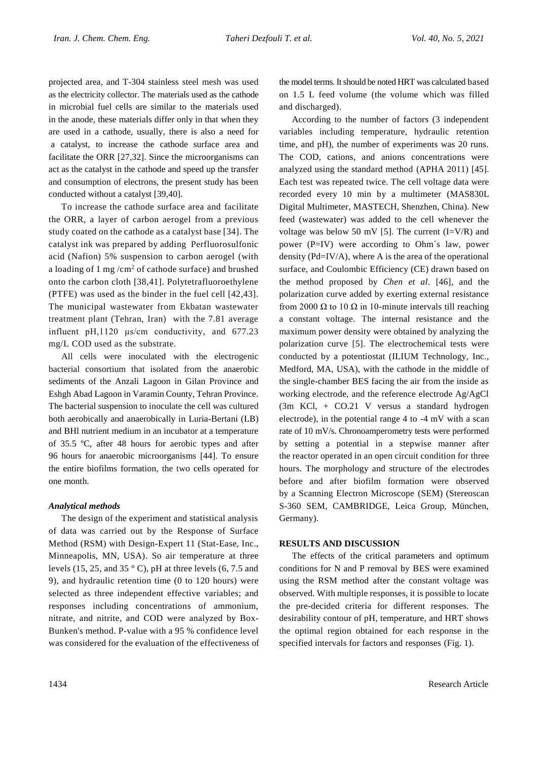projected area, and T-304 stainless steel mesh was used as the electricity collector. The materials used as the cathode in microbial fuel cells are similar to the materials used in the anode, these materials differ only in that when they are used in a cathode, usually, there is also a need for a catalyst, to increase the cathode surface area and facilitate the ORR [27,32]. Since the microorganisms can act as the catalyst in the cathode and speed up the transfer and consumption of electrons, the present study has been conducted without a catalyst [39,40].

To increase the cathode surface area and facilitate the ORR, a layer of carbon aerogel from a previous study coated on the cathode as a catalyst base [34]. The catalyst ink was prepared by adding Perfluorosulfonic acid (Nafion) 5% suspension to carbon aerogel (with a loading of 1 mg /$cm^2$ of cathode surface) and brushed onto the carbon cloth [38,41]. Polytetrafluoroethylene (PTFE) was used as the binder in the fuel cell [42,43]. The municipal wastewater from Ekbatan wastewater treatment plant (Tehran, Iran) with the 7.81 average influent pH,1120 µs/cm conductivity, and 677.23 mg/L COD used as the substrate.

All cells were inoculated with the electrogenic bacterial consortium that isolated from the anaerobic sediments of the Anzali Lagoon in Gilan Province and Eshgh Abad Lagoon in Varamin County, Tehran Province. The bacterial suspension to inoculate the cell was cultured both aerobically and anaerobically in Luria-Bertani (LB) and BHl nutrient medium in an incubator at a temperature of 35.5 ºC, after 48 hours for aerobic types and after 96 hours for anaerobic microorganisms [44]. To ensure the entire biofilms formation, the two cells operated for one month.

### *Analytical methods*

The design of the experiment and statistical analysis of data was carried out by the Response of Surface Method (RSM) with Design-Expert 11 (Stat-Ease, Inc., Minneapolis, MN, USA). So air temperature at three levels (15, 25, and 35 ° C), pH at three levels (6, 7.5 and 9), and hydraulic retention time (0 to 120 hours) were selected as three independent effective variables; and responses including concentrations of ammonium, nitrate, and nitrite, and COD were analyzed by Box-Bunken's method. P-value with a 95 % confidence level was considered for the evaluation of the effectiveness of the model terms. It should be noted HRT was calculated based on 1.5 L feed volume (the volume which was filled and discharged).

According to the number of factors (3 independent variables including temperature, hydraulic retention time, and pH), the number of experiments was 20 runs. The COD, cations, and anions concentrations were analyzed using the standard method (APHA 2011) [45]. Each test was repeated twice. The cell voltage data were recorded every 10 min by a multimeter (MAS830L Digital Multimeter, MASTECH, Shenzhen, China). New feed (wastewater) was added to the cell whenever the voltage was below 50 mV [5]. The current ($I=V/R$) and power ($P=IV$) were according to Ohm´s law, power density ($Pd=IV/A$), where A is the area of the operational surface, and Coulombic Efficiency (CE) drawn based on the method proposed by *Chen et al*. [46], and the polarization curve added by exerting external resistance from 2000 Ω to 10 Ω in 10-minute intervals till reaching a constant voltage. The internal resistance and the maximum power density were obtained by analyzing the polarization curve [5]. The electrochemical tests were conducted by a potentiostat (ILIUM Technology, Inc., Medford, MA, USA), with the cathode in the middle of the single-chamber BES facing the air from the inside as working electrode, and the reference electrode Ag/AgCl (3m KCl, + CO.21 V versus a standard hydrogen electrode), in the potential range 4 to -4 mV with a scan rate of 10 mV/s. Chronoamperometry tests were performed by setting a potential in a stepwise manner after the reactor operated in an open circuit condition for three hours. The morphology and structure of the electrodes before and after biofilm formation were observed by a Scanning Electron Microscope (SEM) (Stereoscan S-360 SEM, CAMBRIDGE, Leica Group, München, Germany).

## RESULTS AND DISCUSSION

The effects of the critical parameters and optimum conditions for N and P removal by BES were examined using the RSM method after the constant voltage was observed. With multiple responses, it is possible to locate the pre-decided criteria for different responses. The desirability contour of pH, temperature, and HRT shows the optimal region obtained for each response in the specified intervals for factors and responses (Fig. 1).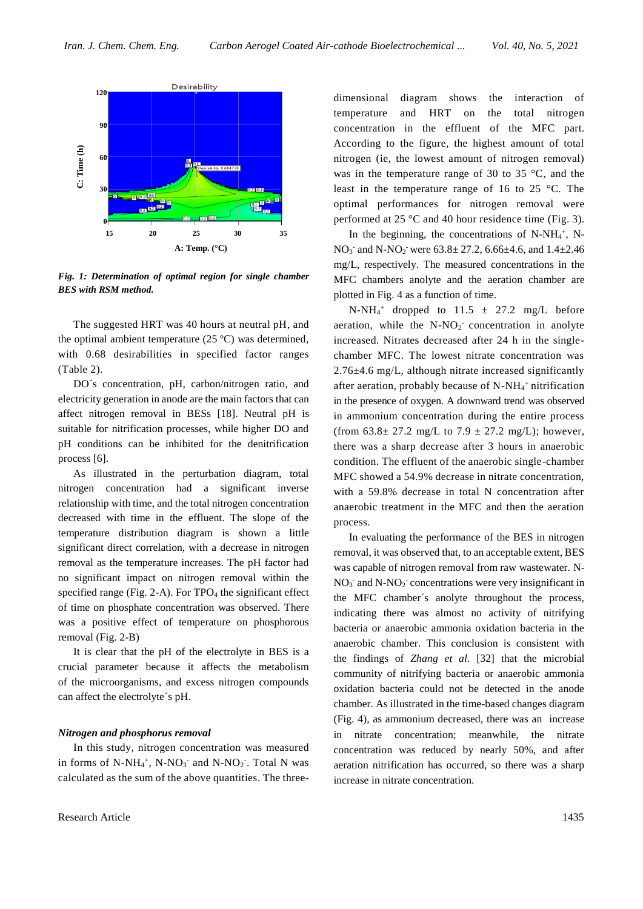*Fig. 1: Determination of optimal region for single chamber BES with RSM method.*

The suggested HRT was 40 hours at neutral pH, and the optimal ambient temperature (25 ºC) was determined, with 0.68 desirabilities in specified factor ranges (Table 2).

DO´s concentration, pH, carbon/nitrogen ratio, and electricity generation in anode are the main factors that can affect nitrogen removal in BESs [18]. Neutral pH is suitable for nitrification processes, while higher DO and pH conditions can be inhibited for the denitrification process [6].

As illustrated in the perturbation diagram, total nitrogen concentration had a significant inverse relationship with time, and the total nitrogen concentration decreased with time in the effluent. The slope of the temperature distribution diagram is shown a little significant direct correlation, with a decrease in nitrogen removal as the temperature increases. The pH factor had no significant impact on nitrogen removal within the specified range (Fig. 2-A). For $TPO_4$ the significant effect of time on phosphate concentration was observed. There was a positive effect of temperature on phosphorous removal (Fig. 2-B)

It is clear that the pH of the electrolyte in BES is a crucial parameter because it affects the metabolism of the microorganisms, and excess nitrogen compounds can affect the electrolyte´s pH.

### *Nitrogen and phosphorus removal*

In this study, nitrogen concentration was measured in forms of $N\text{-}NH_4^+$, $N\text{-}NO_3^-$ and $N\text{-}NO_2^-$. Total N was calculated as the sum of the above quantities. The three-dimensional diagram shows the interaction of temperature and HRT on the total nitrogen concentration in the effluent of the MFC part. According to the figure, the highest amount of total nitrogen (ie, the lowest amount of nitrogen removal) was in the temperature range of 30 to 35 °C, and the least in the temperature range of 16 to 25 °C. The optimal performances for nitrogen removal were performed at 25 °C and 40 hour residence time (Fig. 3).

In the beginning, the concentrations of $N\text{-}NH_4^+$, $N\text{-}NO_3^-$ and $N\text{-}NO_2^-$ were 63.8± 27.2, 6.66±4.6, and 1.4±2.46 mg/L, respectively. The measured concentrations in the MFC chambers anolyte and the aeration chamber are plotted in Fig. 4 as a function of time.

$N\text{-}NH_4^+$ dropped to 11.5 ± 27.2 mg/L before aeration, while the $N\text{-}NO_2^-$ concentration in anolyte increased. Nitrates decreased after 24 h in the single-chamber MFC. The lowest nitrate concentration was 2.76±4.6 mg/L, although nitrate increased significantly after aeration, probably because of $N\text{-}NH_4^+$ nitrification in the presence of oxygen. A downward trend was observed in ammonium concentration during the entire process (from 63.8± 27.2 mg/L to 7.9 ± 27.2 mg/L); however, there was a sharp decrease after 3 hours in anaerobic condition. The effluent of the anaerobic single-chamber MFC showed a 54.9% decrease in nitrate concentration, with a 59.8% decrease in total N concentration after anaerobic treatment in the MFC and then the aeration process.

In evaluating the performance of the BES in nitrogen removal, it was observed that, to an acceptable extent, BES was capable of nitrogen removal from raw wastewater. $N\text{-}NO_3^-$ and $N\text{-}NO_2^-$ concentrations were very insignificant in the MFC chamber´s anolyte throughout the process, indicating there was almost no activity of nitrifying bacteria or anaerobic ammonia oxidation bacteria in the anaerobic chamber. This conclusion is consistent with the findings of *Zhang et al.* [32] that the microbial community of nitrifying bacteria or anaerobic ammonia oxidation bacteria could not be detected in the anode chamber. As illustrated in the time-based changes diagram (Fig. 4), as ammonium decreased, there was an increase in nitrate concentration; meanwhile, the nitrate concentration was reduced by nearly 50%, and after aeration nitrification has occurred, so there was a sharp increase in nitrate concentration.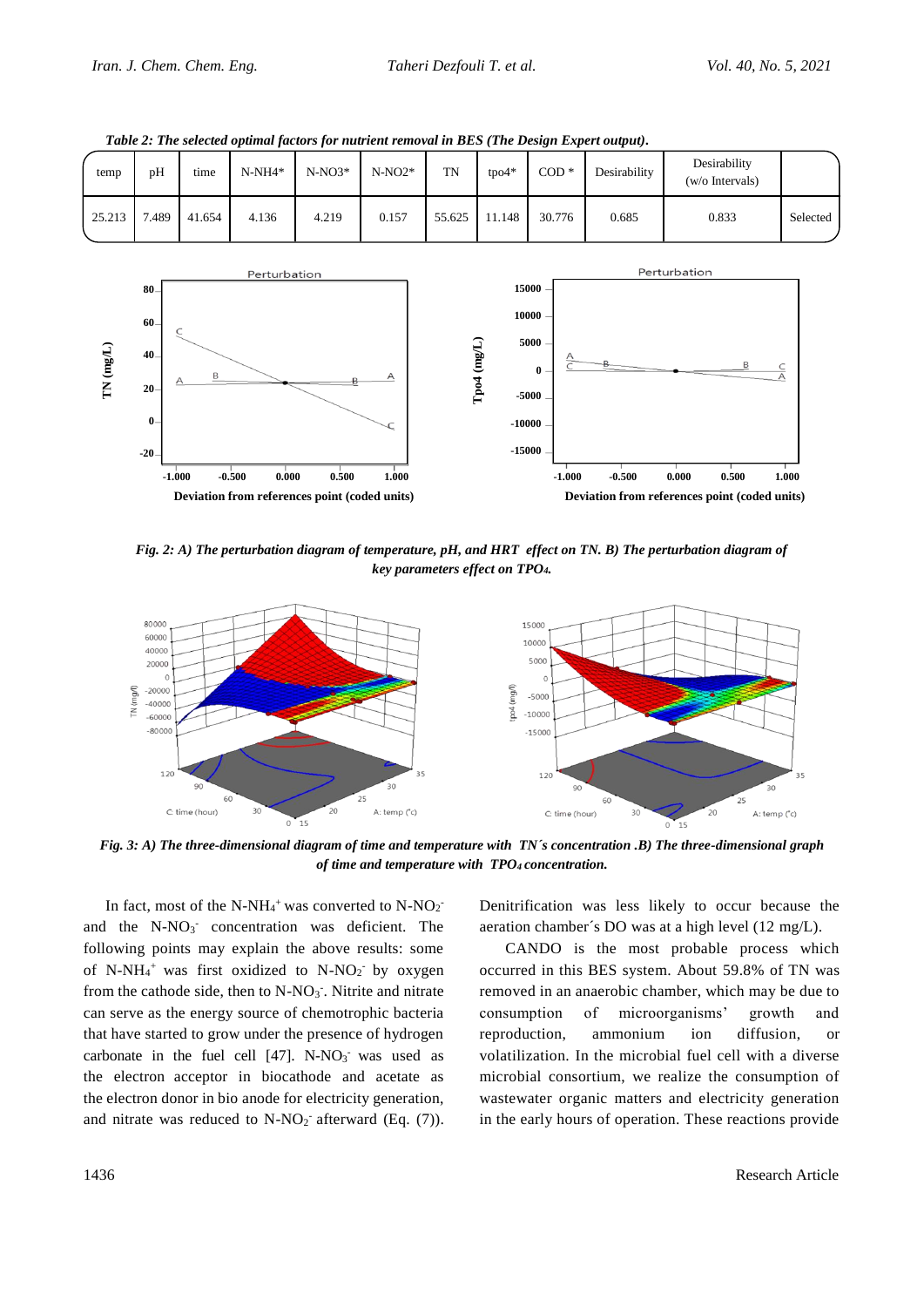*Table 2: The selected optimal factors for nutrient removal in BES (The Design Expert output).*

| temp | pH | time | N-NH4* | N-NO3* | N-NO2* | TN | tpo4* | COD * | Desirability | Desirability (w/o Intervals) | |
|---|---|---|---|---|---|---|---|---|---|---|---|
| 25.213 | 7.489 | 41.654 | 4.136 | 4.219 | 0.157 | 55.625 | 11.148 | 30.776 | 0.685 | 0.833 | Selected |

*Fig. 2: A) The perturbation diagram of temperature, pH, and HRT effect on TN. B) The perturbation diagram of key parameters effect on $TPO_4$.*

*Fig. 3: A) The three-dimensional diagram of time and temperature with TN´s concentration .B) The three-dimensional graph of time and temperature with $TPO_4$ concentration.*

In fact, most of the $N\text{-}NH_4^+$ was converted to $N\text{-}NO_2^-$ and the $N\text{-}NO_3^-$ concentration was deficient. The following points may explain the above results: some of $N\text{-}NH_4^+$ was first oxidized to $N\text{-}NO_2^-$ by oxygen from the cathode side, then to $N\text{-}NO_3^-$. Nitrite and nitrate can serve as the energy source of chemotrophic bacteria that have started to grow under the presence of hydrogen carbonate in the fuel cell [47]. $N\text{-}NO_3^-$ was used as the electron acceptor in biocathode and acetate as the electron donor in bio anode for electricity generation, and nitrate was reduced to $N\text{-}NO_2^-$ afterward (Eq. (7)). Denitrification was less likely to occur because the aeration chamber´s DO was at a high level (12 mg/L).

CANDO is the most probable process which occurred in this BES system. About 59.8% of TN was removed in an anaerobic chamber, which may be due to consumption of microorganisms' growth and reproduction, ammonium ion diffusion, or volatilization. In the microbial fuel cell with a diverse microbial consortium, we realize the consumption of wastewater organic matters and electricity generation in the early hours of operation. These reactions provide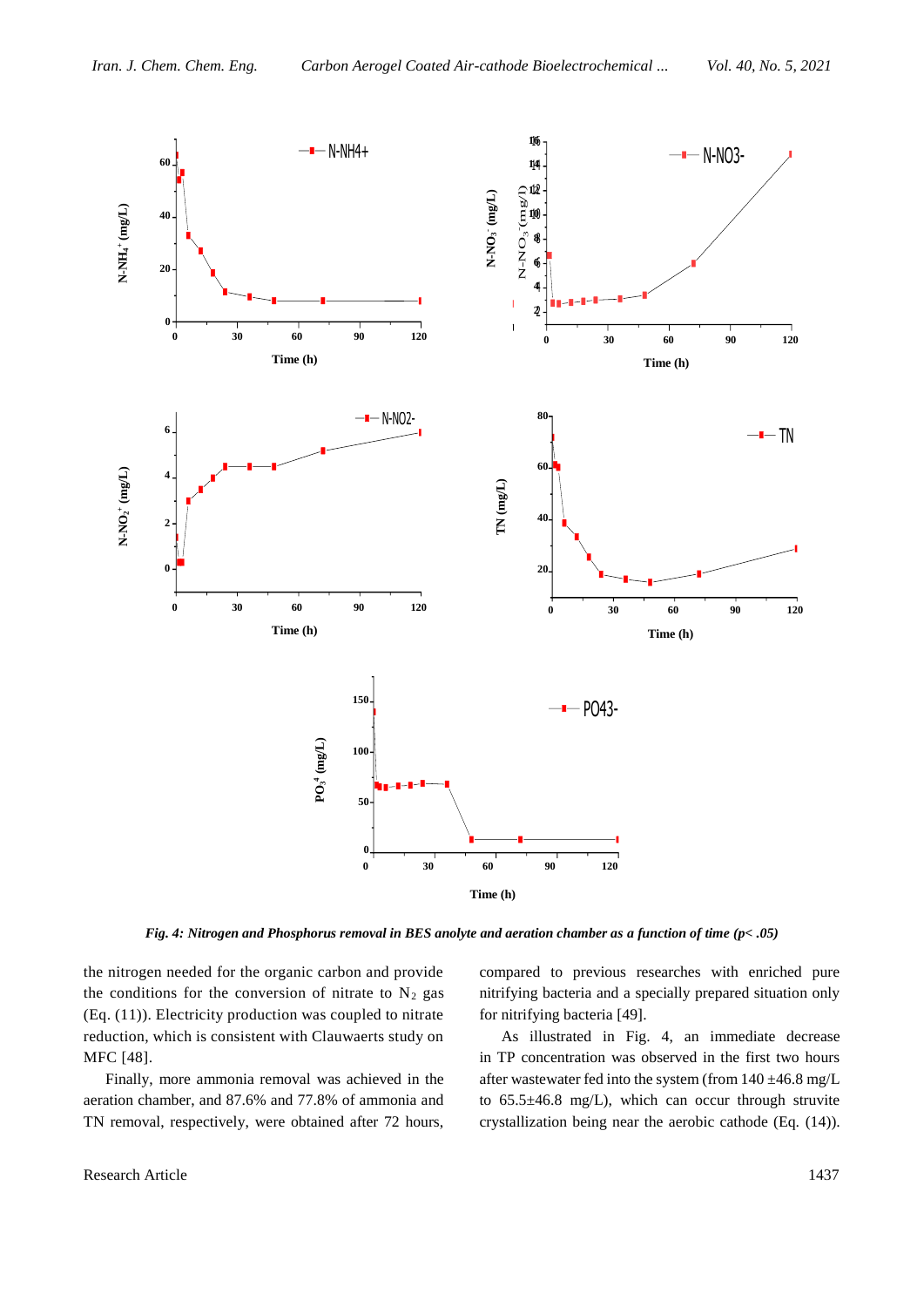*Fig. 4: Nitrogen and Phosphorus removal in BES analyte and aeration chamber as a function of time (p< .05)*

the nitrogen needed for the organic carbon and provide the conditions for the conversion of nitrate to $N_2$ gas (Eq. (11)). Electricity production was coupled to nitrate reduction, which is consistent with Clauwaerts study on MFC [48].

Finally, more ammonia removal was achieved in the aeration chamber, and 87.6% and 77.8% of ammonia and TN removal, respectively, were obtained after 72 hours, compared to previous researches with enriched pure nitrifying bacteria and a specially prepared situation only for nitrifying bacteria [49].

As illustrated in Fig. 4, an immediate decrease in TP concentration was observed in the first two hours after wastewater fed into the system (from 140 ±46.8 mg/L to 65.5±46.8 mg/L), which can occur through struvite crystallization being near the aerobic cathode (Eq. (14)).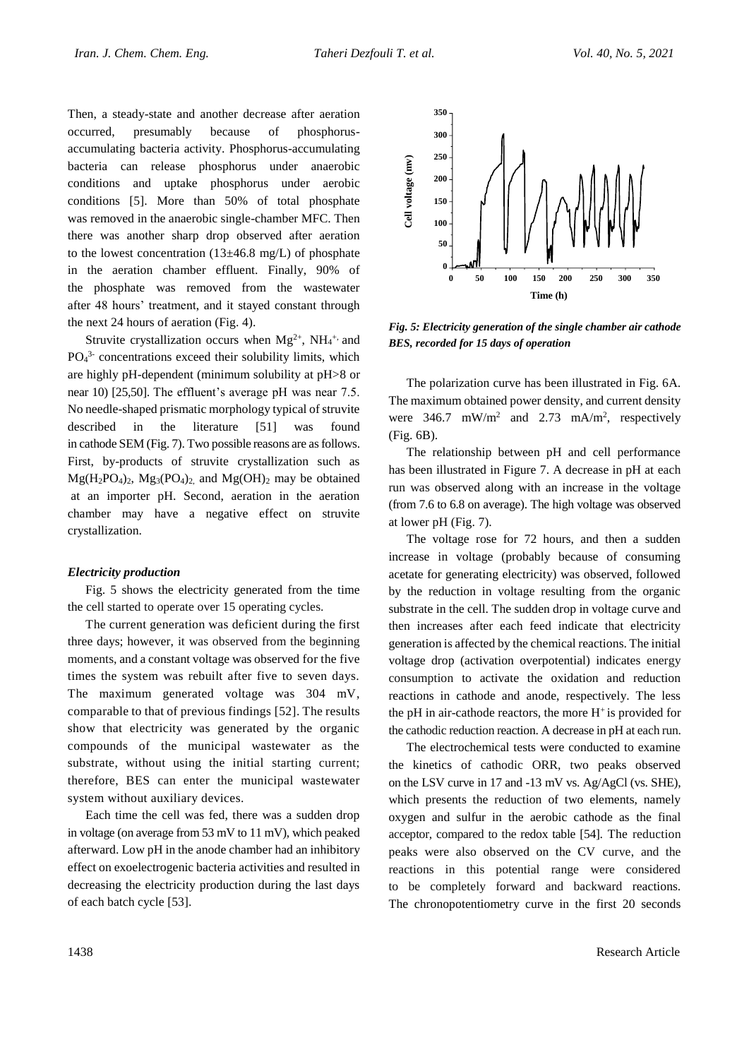Then, a steady-state and another decrease after aeration occurred, presumably because of phosphorus-accumulating bacteria activity. Phosphorus-accumulating bacteria can release phosphorus under anaerobic conditions and uptake phosphorus under aerobic conditions [5]. More than 50% of total phosphate was removed in the anaerobic single-chamber MFC. Then there was another sharp drop observed after aeration to the lowest concentration (13±46.8 mg/L) of phosphate in the aeration chamber effluent. Finally, 90% of the phosphate was removed from the wastewater after 48 hours' treatment, and it stayed constant through the next 24 hours of aeration (Fig. 4).

Struvite crystallization occurs when $Mg^{2+}$, $NH_4^{+}$, and $PO_4^{3-}$ concentrations exceed their solubility limits, which are highly pH-dependent (minimum solubility at pH>8 or near 10) [25,50]. The effluent's average pH was near 7.5. No needle-shaped prismatic morphology typical of struvite described in the literature [51] was found in cathode SEM (Fig. 7). Two possible reasons are as follows. First, by-products of struvite crystallization such as $Mg(H_2PO_4)_2$, $Mg_3(PO_4)_2$, and $Mg(OH)_2$ may be obtained at an importer pH. Second, aeration in the aeration chamber may have a negative effect on struvite crystallization.

### *Electricity production*

Fig. 5 shows the electricity generated from the time the cell started to operate over 15 operating cycles.

The current generation was deficient during the first three days; however, it was observed from the beginning moments, and a constant voltage was observed for the five times the system was rebuilt after five to seven days. The maximum generated voltage was 304 mV, comparable to that of previous findings [52]. The results show that electricity was generated by the organic compounds of the municipal wastewater as the substrate, without using the initial starting current; therefore, BES can enter the municipal wastewater system without auxiliary devices.

Each time the cell was fed, there was a sudden drop in voltage (on average from 53 mV to 11 mV), which peaked afterward. Low pH in the anode chamber had an inhibitory effect on exoelectrogenic bacteria activities and resulted in decreasing the electricity production during the last days of each batch cycle [53].

***Fig. 5: Electricity generation of the single chamber air cathode BES, recorded for 15 days of operation***

The polarization curve has been illustrated in Fig. 6A. The maximum obtained power density, and current density were 346.7 $mW/m^2$ and 2.73 $mA/m^2$, respectively (Fig. 6B).

The relationship between pH and cell performance has been illustrated in Figure 7. A decrease in pH at each run was observed along with an increase in the voltage (from 7.6 to 6.8 on average). The high voltage was observed at lower pH (Fig. 7).

The voltage rose for 72 hours, and then a sudden increase in voltage (probably because of consuming acetate for generating electricity) was observed, followed by the reduction in voltage resulting from the organic substrate in the cell. The sudden drop in voltage curve and then increases after each feed indicate that electricity generation is affected by the chemical reactions. The initial voltage drop (activation overpotential) indicates energy consumption to activate the oxidation and reduction reactions in cathode and anode, respectively. The less the pH in air-cathode reactors, the more $H^+$ is provided for the cathodic reduction reaction. A decrease in pH at each run.

The electrochemical tests were conducted to examine the kinetics of cathodic ORR, two peaks observed on the LSV curve in 17 and -13 mV vs. Ag/AgCl (vs. SHE), which presents the reduction of two elements, namely oxygen and sulfur in the aerobic cathode as the final acceptor, compared to the redox table [54]. The reduction peaks were also observed on the CV curve, and the reactions in this potential range were considered to be completely forward and backward reactions. The chronopotentiometry curve in the first 20 seconds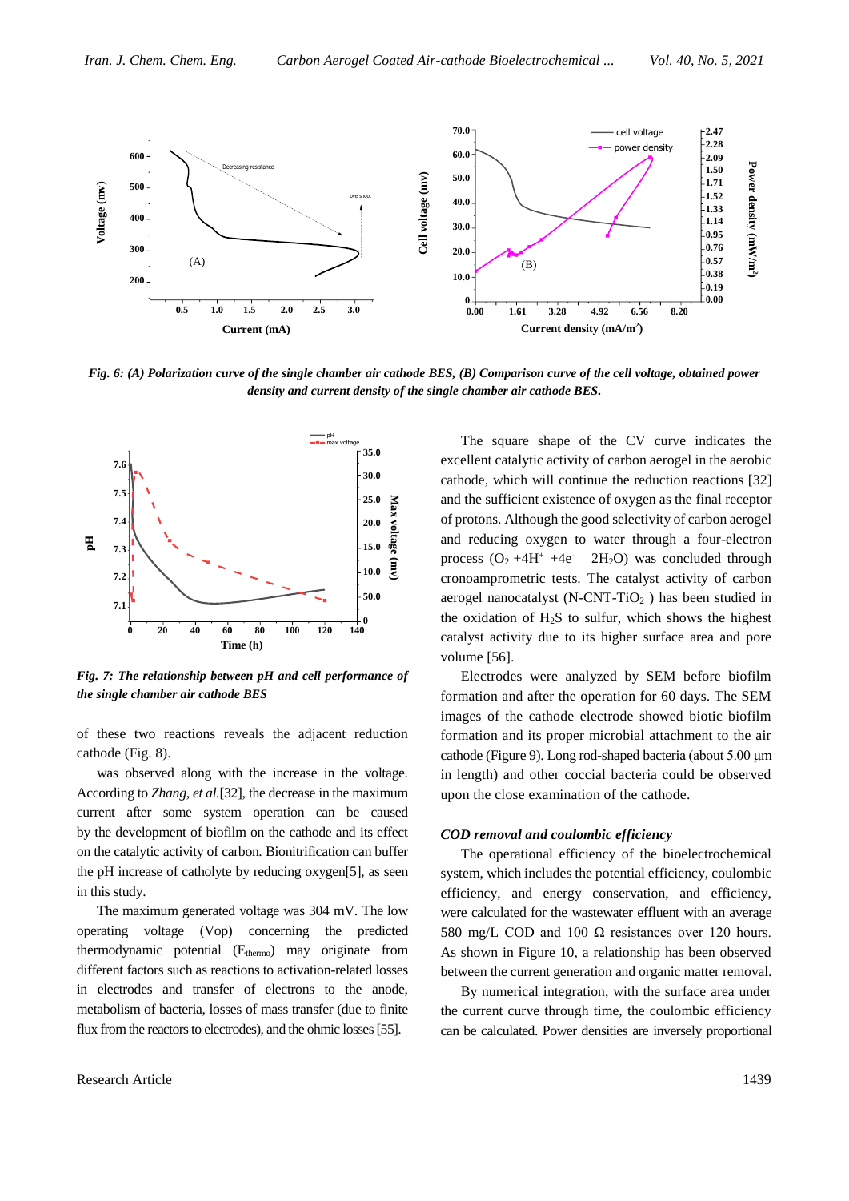*Fig. 6: (A) Polarization curve of the single chamber air cathode BES, (B) Comparison curve of the cell voltage, obtained power density and current density of the single chamber air cathode BES.*

*Fig. 7: The relationship between pH and cell performance of the single chamber air cathode BES*

of these two reactions reveals the adjacent reduction cathode (Fig. 8).

was observed along with the increase in the voltage. According to *Zhang, et al.*[32], the decrease in the maximum current after some system operation can be caused by the development of biofilm on the cathode and its effect on the catalytic activity of carbon. Bionitrification can buffer the pH increase of catholyte by reducing oxygen[5], as seen in this study.

The maximum generated voltage was 304 mV. The low operating voltage (Vop) concerning the predicted thermodynamic potential ($E_{thermo}$) may originate from different factors such as reactions to activation-related losses in electrodes and transfer of electrons to the anode, metabolism of bacteria, losses of mass transfer (due to finite flux from the reactors to electrodes), and the ohmic losses [55].

The square shape of the CV curve indicates the excellent catalytic activity of carbon aerogel in the aerobic cathode, which will continue the reduction reactions [32] and the sufficient existence of oxygen as the final receptor of protons. Although the good selectivity of carbon aerogel and reducing oxygen to water through a four-electron process ($O_2 + 4H^+ + 4e^- \rightarrow 2H_2O$) was concluded through cronoamprometric tests. The catalyst activity of carbon aerogel nanocatalyst (N-CNT-$TiO_2$ ) has been studied in the oxidation of $H_2S$ to sulfur, which shows the highest catalyst activity due to its higher surface area and pore volume [56].

Electrodes were analyzed by SEM before biofilm formation and after the operation for 60 days. The SEM images of the cathode electrode showed biotic biofilm formation and its proper microbial attachment to the air cathode (Figure 9). Long rod-shaped bacteria (about 5.00 μm in length) and other coccial bacteria could be observed upon the close examination of the cathode.

### *COD removal and coulombic efficiency*

The operational efficiency of the bioelectrochemical system, which includes the potential efficiency, coulombic efficiency, and energy conservation, and efficiency, were calculated for the wastewater effluent with an average 580 mg/L COD and 100 Ω resistances over 120 hours. As shown in Figure 10, a relationship has been observed between the current generation and organic matter removal.

By numerical integration, with the surface area under the current curve through time, the coulombic efficiency can be calculated. Power densities are inversely proportional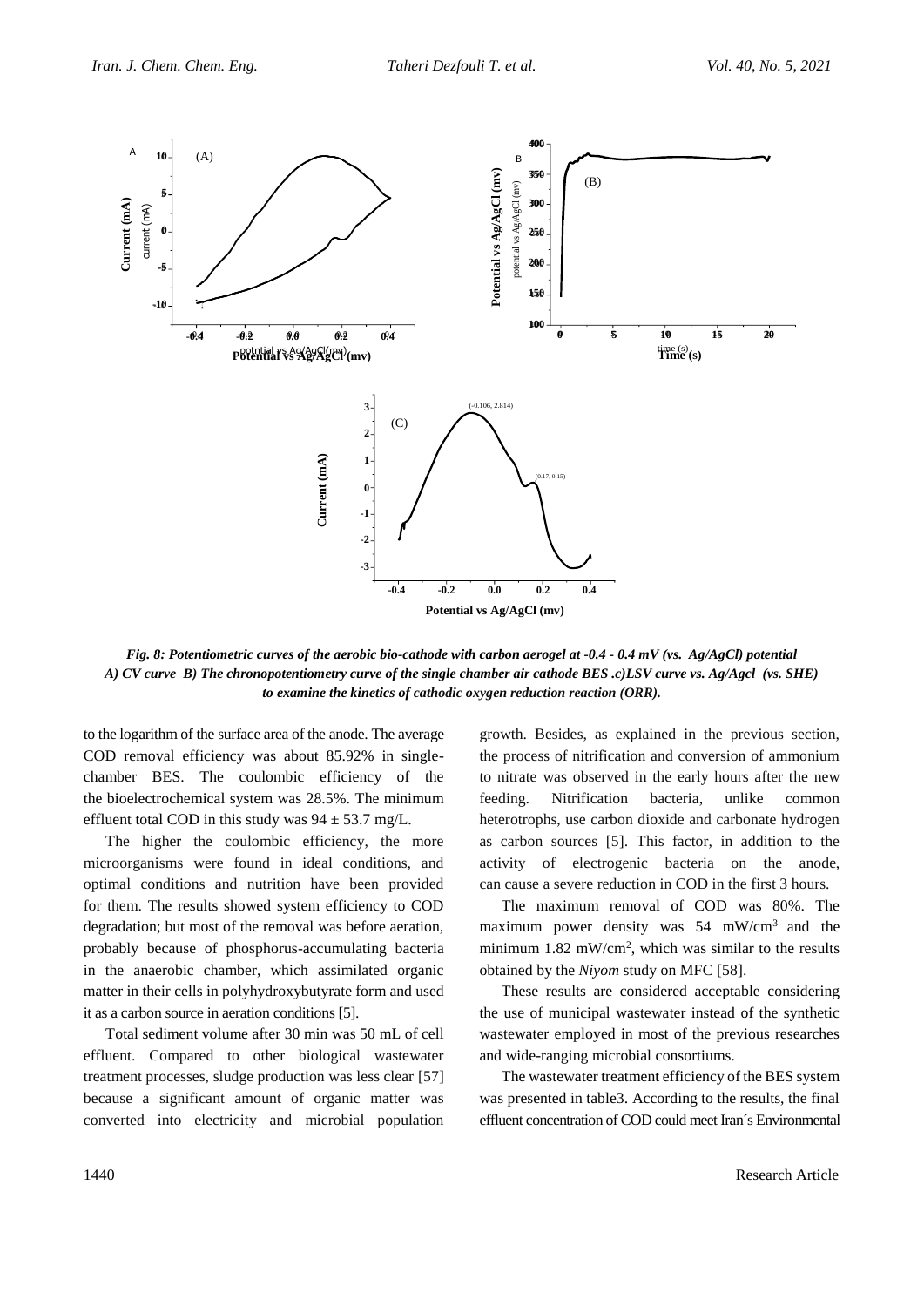*Fig. 8: Potentiometric curves of the aerobic bio-cathode with carbon aerogel at -0.4 - 0.4 mV (vs. Ag/AgCl) potential A) CV curve B) The chronopotentiometry curve of the single chamber air cathode BES .c)LSV curve vs. Ag/Agcl (vs. SHE) to examine the kinetics of cathodic oxygen reduction reaction (ORR).*

to the logarithm of the surface area of the anode. The average COD removal efficiency was about 85.92% in single-chamber BES. The coulombic efficiency of the the bioelectrochemical system was 28.5%. The minimum effluent total COD in this study was 94 ± 53.7 mg/L.

The higher the coulombic efficiency, the more microorganisms were found in ideal conditions, and optimal conditions and nutrition have been provided for them. The results showed system efficiency to COD degradation; but most of the removal was before aeration, probably because of phosphorus-accumulating bacteria in the anaerobic chamber, which assimilated organic matter in their cells in polyhydroxybutyrate form and used it as a carbon source in aeration conditions [5].

Total sediment volume after 30 min was 50 mL of cell effluent. Compared to other biological wastewater treatment processes, sludge production was less clear [57] because a significant amount of organic matter was converted into electricity and microbial population growth. Besides, as explained in the previous section, the process of nitrification and conversion of ammonium to nitrate was observed in the early hours after the new feeding. Nitrification bacteria, unlike common heterotrophs, use carbon dioxide and carbonate hydrogen as carbon sources [5]. This factor, in addition to the activity of electrogenic bacteria on the anode, can cause a severe reduction in COD in the first 3 hours.

The maximum removal of COD was 80%. The maximum power density was 54 $mW/cm^3$ and the minimum 1.82 $mW/cm^2$, which was similar to the results obtained by the *Niyom* study on MFC [58].

These results are considered acceptable considering the use of municipal wastewater instead of the synthetic wastewater employed in most of the previous researches and wide-ranging microbial consortiums.

The wastewater treatment efficiency of the BES system was presented in table3. According to the results, the final effluent concentration of COD could meet Iran´s Environmental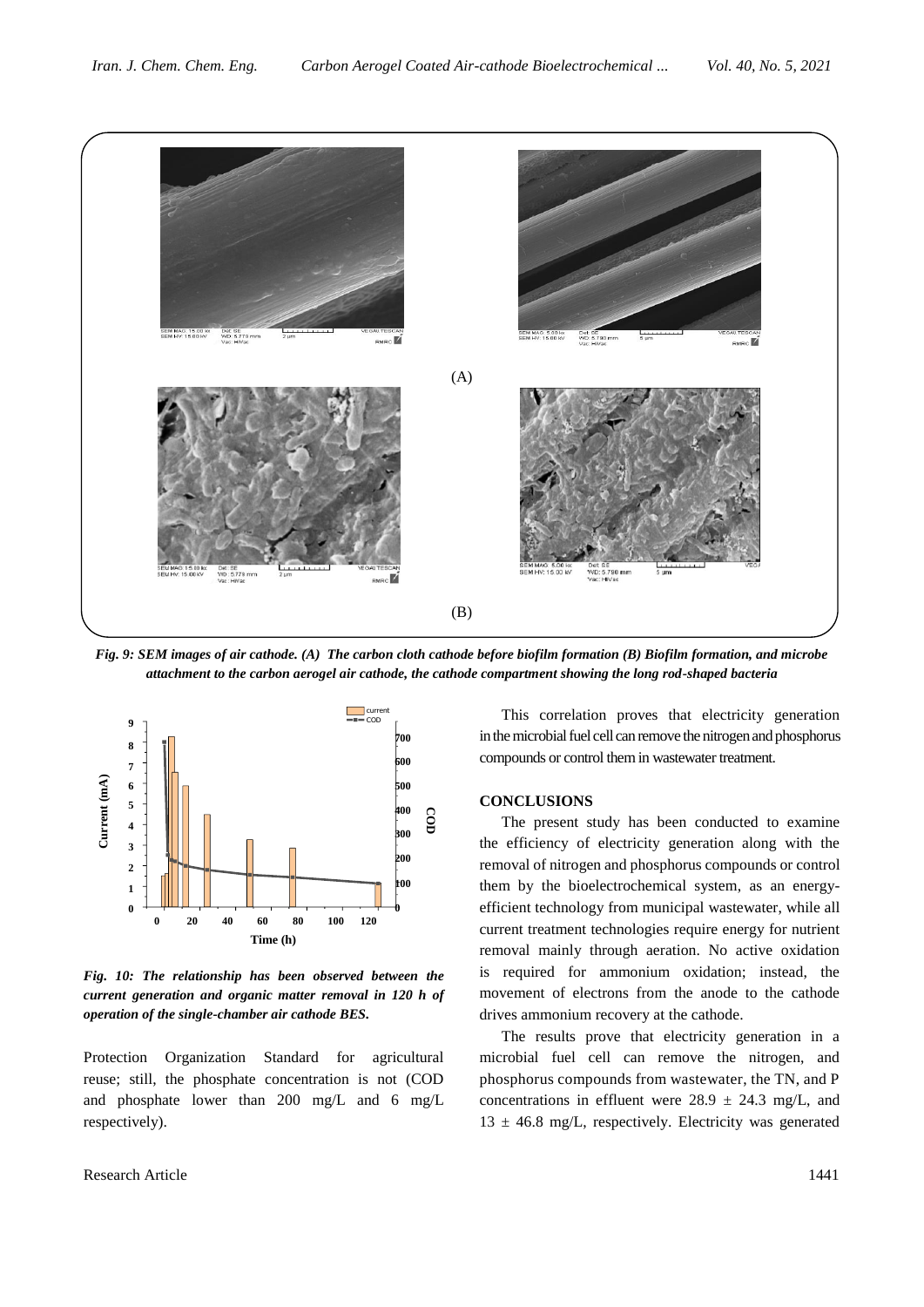*Fig. 9: SEM images of air cathode. (A) The carbon cloth cathode before biofilm formation (B) Biofilm formation, and microbe attachment to the carbon aerogel air cathode, the cathode compartment showing the long rod-shaped bacteria*

*Fig. 10: The relationship has been observed between the current generation and organic matter removal in 120 h of operation of the single-chamber air cathode BES.*

Protection Organization Standard for agricultural reuse; still, the phosphate concentration is not (COD and phosphate lower than 200 mg/L and 6 mg/L respectively).

This correlation proves that electricity generation in the microbial fuel cell can remove the nitrogen and phosphorus compounds or control them in wastewater treatment.

## CONCLUSIONS

The present study has been conducted to examine the efficiency of electricity generation along with the removal of nitrogen and phosphorus compounds or control them by the bioelectrochemical system, as an energy-efficient technology from municipal wastewater, while all current treatment technologies require energy for nutrient removal mainly through aeration. No active oxidation is required for ammonium oxidation; instead, the movement of electrons from the anode to the cathode drives ammonium recovery at the cathode.

The results prove that electricity generation in a microbial fuel cell can remove the nitrogen, and phosphorus compounds from wastewater, the TN, and P concentrations in effluent were $28.9 \pm 24.3$ mg/L, and $13 \pm 46.8$ mg/L, respectively. Electricity was generated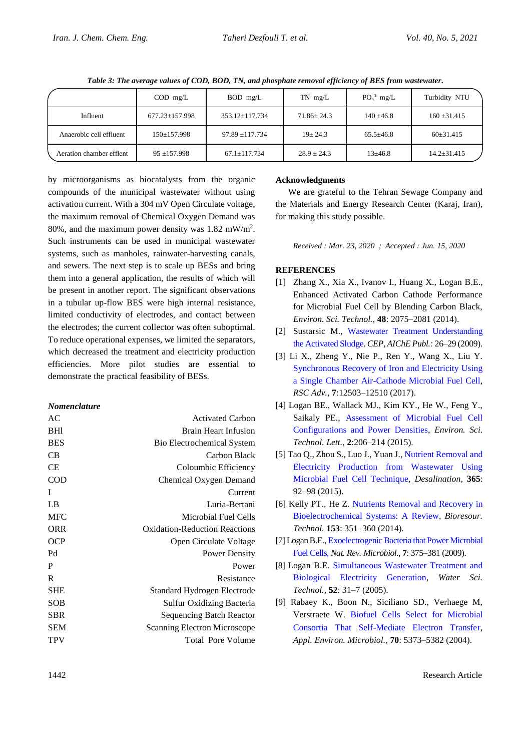*Table 3: The average values of COD, BOD, TN, and phosphate removal efficiency of BES from wastewater.*

| | COD mg/L | BOD mg/L | TN mg/L | $PO_4^{3-}$ mg/L | Turbidity NTU |
|---|---|---|---|---|---|
| Influent | 677.23±157.998 | 353.12±117.734 | 71.86± 24.3 | 140 ±46.8 | 160 ±31.415 |
| Anaerobic cell effluent | 150±157.998 | 97.89 ±117.734 | 19± 24.3 | 65.5±46.8 | 60±31.415 |
| Aeration chamber effent | 95 ±157.998 | 67.1±117.734 | 28.9 ± 24.3 | 13±46.8 | 14.2±31.415 |

by microorganisms as biocatalysts from the organic compounds of the municipal wastewater without using activation current. With a 304 mV Open Circulate voltage, the maximum removal of Chemical Oxygen Demand was 80%, and the maximum power density was 1.82 $mW/m^2$. Such instruments can be used in municipal wastewater systems, such as manholes, rainwater-harvesting canals, and sewers. The next step is to scale up BESs and bring them into a general application, the results of which will be present in another report. The significant observations in a tubular up-flow BES were high internal resistance, limited conductivity of electrodes, and contact between the electrodes; the current collector was often suboptimal. To reduce operational expenses, we limited the separators, which decreased the treatment and electricity production efficiencies. More pilot studies are essential to demonstrate the practical feasibility of BESs.

### *Nomenclature*

| | |
|---|---|
| AC | Activated Carbon |
| BHI | Brain Heart Infusion |
| BES | Bio Electrochemical System |
| CB | Carbon Black |
| CE | Coloumbic Efficiency |
| COD | Chemical Oxygen Demand |
| I | Current |
| LB | Luria-Bertani |
| MFC | Microbial Fuel Cells |
| ORR | Oxidation-Reduction Reactions |
| OCP | Open Circulate Voltage |
| Pd | Power Density |
| P | Power |
| R | Resistance |
| SHE | Standard Hydrogen Electrode |
| SOB | Sulfur Oxidizing Bacteria |
| SBR | Sequencing Batch Reactor |
| SEM | Scanning Electron Microscope |
| TPV | Total Pore Volume |

## Acknowledgments

We are grateful to the Tehran Sewage Company and the Materials and Energy Research Center (Karaj, Iran), for making this study possible.

*Received : Mar. 23, 2020 ; Accepted : Jun. 15, 2020*

## REFERENCES

[1] Zhang X., Xia X., Ivanov I., Huang X., Logan B.E., Enhanced Activated Carbon Cathode Performance for Microbial Fuel Cell by Blending Carbon Black, *Environ. Sci. Technol.*, **48**: 2075–2081 (2014).

[2] Sustarsic M., Wastewater Treatment Understanding the Activated Sludge. *CEP, AIChE Publ.*: 26–29 (2009).

[3] Li X., Zheng Y., Nie P., Ren Y., Wang X., Liu Y. Synchronous Recovery of Iron and Electricity Using a Single Chamber Air-Cathode Microbial Fuel Cell, *RSC Adv.*, **7**:12503–12510 (2017).

[4] Logan BE., Wallack MJ., Kim KY., He W., Feng Y., Saikaly PE., Assessment of Microbial Fuel Cell Configurations and Power Densities, *Environ. Sci. Technol. Lett.*, **2**:206–214 (2015).

[5] Tao Q., Zhou S., Luo J., Yuan J., Nutrient Removal and Electricity Production from Wastewater Using Microbial Fuel Cell Technique, *Desalination*, **365**: 92–98 (2015).

[6] Kelly PT., He Z. Nutrients Removal and Recovery in Bioelectrochemical Systems: A Review, *Bioresour. Technol.* **153**: 351–360 (2014).

[7] Logan B.E., Exoelectrogenic Bacteria that Power Microbial Fuel Cells, *Nat. Rev. Microbiol.*, **7**: 375–381 (2009).

[8] Logan B.E. Simultaneous Wastewater Treatment and Biological Electricity Generation, *Water Sci. Technol.*, **52**: 31–7 (2005).

[9] Rabaey K., Boon N., Siciliano SD., Verhaege M, Verstraete W. Biofuel Cells Select for Microbial Consortia That Self-Mediate Electron Transfer, *Appl. Environ. Microbiol.*, **70**: 5373–5382 (2004).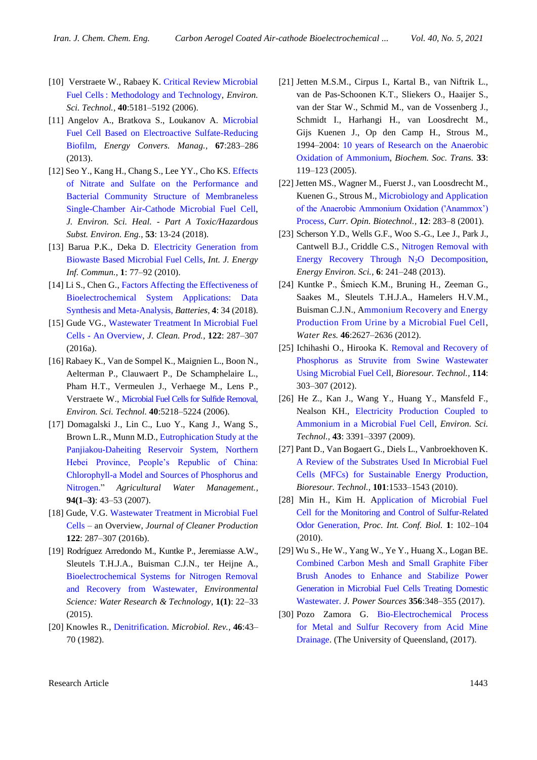[10] Verstraete W., Rabaey K. Critical Review Microbial Fuel Cells : Methodology and Technology, *Environ. Sci. Technol.*, **40**:5181–5192 (2006).

[11] Angelov A., Bratkova S., Loukanov A. Microbial Fuel Cell Based on Electroactive Sulfate-Reducing Biofilm, *Energy Convers. Manag.*, **67**:283–286 (2013).

[12] Seo Y., Kang H., Chang S., Lee YY., Cho KS. Effects of Nitrate and Sulfate on the Performance and Bacterial Community Structure of Membraneless Single-Chamber Air-Cathode Microbial Fuel Cell, *J. Environ. Sci. Heal. - Part A Toxic/Hazardous Subst. Environ. Eng.*, **53**: 13-24 (2018).

[13] Barua P.K., Deka D. Electricity Generation from Biowaste Based Microbial Fuel Cells, *Int. J. Energy Inf. Commun.*, **1**: 77–92 (2010).

[14] Li S., Chen G., Factors Affecting the Effectiveness of Bioelectrochemical System Applications: Data Synthesis and Meta-Analysis, *Batteries*, **4**: 34 (2018).

[15] Gude VG., Wastewater Treatment In Microbial Fuel Cells - An Overview, *J. Clean. Prod.*, **122**: 287–307 (2016a).

[16] Rabaey K., Van de Sompel K., Maignien L., Boon N., Aelterman P., Clauwaert P., De Schamphelaire L., Pham H.T., Vermeulen J., Verhaege M., Lens P., Verstraete W., Microbial Fuel Cells for Sulfide Removal, *Environ. Sci. Technol.* **40**:5218–5224 (2006).

[17] Domagalski J., Lin C., Luo Y., Kang J., Wang S., Brown L.R., Munn M.D., Eutrophication Study at the Panjiakou-Daheiting Reservoir System, Northern Hebei Province, People's Republic of China: Chlorophyll-a Model and Sources of Phosphorus and Nitrogen." *Agricultural Water Management.*, **94(1–3)**: 43–53 (2007).

[18] Gude, V.G. Wastewater Treatment in Microbial Fuel Cells – an Overview, *Journal of Cleaner Production* **122**: 287–307 (2016b).

[19] Rodríguez Arredondo M., Kuntke P., Jeremiasse A.W., Sleutels T.H.J.A., Buisman C.J.N., ter Heijne A., Bioelectrochemical Systems for Nitrogen Removal and Recovery from Wastewater, *Environmental Science: Water Research & Technology*, **1(1)**: 22–33 (2015).

[20] Knowles R., Denitrification. *Microbiol. Rev.*, **46**:43–70 (1982).

[21] Jetten M.S.M., Cirpus I., Kartal B., van Niftrik L., van de Pas-Schoonen K.T., Sliekers O., Haaijer S., van der Star W., Schmid M., van de Vossenberg J., Schmidt I., Harhangi H., van Loosdrecht M., Gijs Kuenen J., Op den Camp H., Strous M., 1994–2004: 10 years of Research on the Anaerobic Oxidation of Ammonium, *Biochem. Soc. Trans.* **33**: 119–123 (2005).

[22] Jetten MS., Wagner M., Fuerst J., van Loosdrecht M., Kuenen G., Strous M., Microbiology and Application of the Anaerobic Ammonium Oxidation ('Anammox') Process, *Curr. Opin. Biotechnol.*, **12**: 283–8 (2001).

[23] Scherson Y.D., Wells G.F., Woo S.-G., Lee J., Park J., Cantwell B.J., Criddle C.S., Nitrogen Removal with Energy Recovery Through $N_2O$ Decomposition, *Energy Environ. Sci.*, **6**: 241–248 (2013).

[24] Kuntke P., Śmiech K.M., Bruning H., Zeeman G., Saakes M., Sleutels T.H.J.A., Hamelers H.V.M., Buisman C.J.N., Ammonium Recovery and Energy Production From Urine by a Microbial Fuel Cell, *Water Res.* **46**:2627–2636 (2012).

[25] Ichihashi O., Hirooka K. Removal and Recovery of Phosphorus as Struvite from Swine Wastewater Using Microbial Fuel Cell, *Bioresour. Technol.*, **114**: 303–307 (2012).

[26] He Z., Kan J., Wang Y., Huang Y., Mansfeld F., Nealson KH., Electricity Production Coupled to Ammonium in a Microbial Fuel Cell, *Environ. Sci. Technol.*, **43**: 3391–3397 (2009).

[27] Pant D., Van Bogaert G., Diels L., Vanbroekhoven K. A Review of the Substrates Used In Microbial Fuel Cells (MFCs) for Sustainable Energy Production, *Bioresour. Technol.*, **101**:1533–1543 (2010).

[28] Min H., Kim H. Application of Microbial Fuel Cell for the Monitoring and Control of Sulfur-Related Odor Generation, *Proc. Int. Conf. Biol.* **1**: 102–104 (2010).

[29] Wu S., He W., Yang W., Ye Y., Huang X., Logan BE. Combined Carbon Mesh and Small Graphite Fiber Brush Anodes to Enhance and Stabilize Power Generation in Microbial Fuel Cells Treating Domestic Wastewater. *J. Power Sources* **356**:348–355 (2017).

[30] Pozo Zamora G. Bio-Electrochemical Process for Metal and Sulfur Recovery from Acid Mine Drainage. (The University of Queensland, (2017).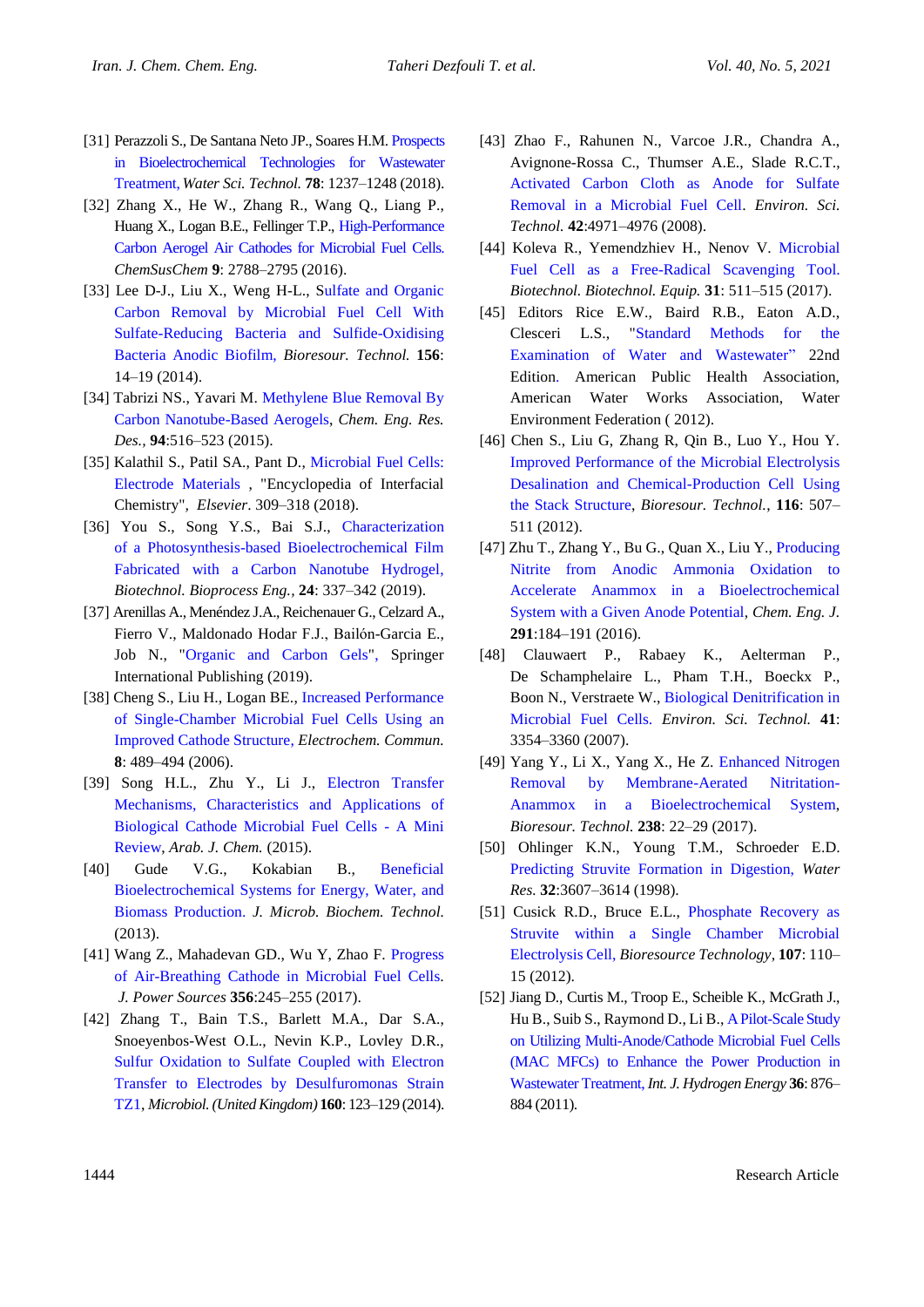[31] Perazzoli S., De Santana Neto JP., Soares H.M. Prospects in Bioelectrochemical Technologies for Wastewater Treatment, *Water Sci. Technol.* **78**: 1237–1248 (2018).

[32] Zhang X., He W., Zhang R., Wang Q., Liang P., Huang X., Logan B.E., Fellinger T.P., High-Performance Carbon Aerogel Air Cathodes for Microbial Fuel Cells. *ChemSusChem* **9**: 2788–2795 (2016).

[33] Lee D-J., Liu X., Weng H-L., Sulfate and Organic Carbon Removal by Microbial Fuel Cell With Sulfate-Reducing Bacteria and Sulfide-Oxidising Bacteria Anodic Biofilm, *Bioresour. Technol.* **156**: 14–19 (2014).

[34] Tabrizi NS., Yavari M. Methylene Blue Removal By Carbon Nanotube-Based Aerogels, *Chem. Eng. Res. Des.*, **94**:516–523 (2015).

[35] Kalathil S., Patil SA., Pant D., Microbial Fuel Cells: Electrode Materials , "Encyclopedia of Interfacial Chemistry", *Elsevier*. 309–318 (2018).

[36] You S., Song Y.S., Bai S.J., Characterization of a Photosynthesis-based Bioelectrochemical Film Fabricated with a Carbon Nanotube Hydrogel, *Biotechnol. Bioprocess Eng.*, **24**: 337–342 (2019).

[37] Arenillas A., Menéndez J.A., Reichenauer G., Celzard A., Fierro V., Maldonado Hodar F.J., Bailón-Garcia E., Job N., "Organic and Carbon Gels", Springer International Publishing (2019).

[38] Cheng S., Liu H., Logan BE., Increased Performance of Single-Chamber Microbial Fuel Cells Using an Improved Cathode Structure, *Electrochem. Commun.* **8**: 489–494 (2006).

[39] Song H.L., Zhu Y., Li J., Electron Transfer Mechanisms, Characteristics and Applications of Biological Cathode Microbial Fuel Cells - A Mini Review, *Arab. J. Chem.* (2015).

[40] Gude V.G., Kokabian B., Beneficial Bioelectrochemical Systems for Energy, Water, and Biomass Production. *J. Microb. Biochem. Technol.* (2013).

[41] Wang Z., Mahadevan GD., Wu Y, Zhao F. Progress of Air-Breathing Cathode in Microbial Fuel Cells. *J. Power Sources* **356**:245–255 (2017).

[42] Zhang T., Bain T.S., Barlett M.A., Dar S.A., Snoeyenbos-West O.L., Nevin K.P., Lovley D.R., Sulfur Oxidation to Sulfate Coupled with Electron Transfer to Electrodes by Desulfuromonas Strain TZ1, *Microbiol. (United Kingdom)* **160**: 123–129 (2014).

[43] Zhao F., Rahunen N., Varcoe J.R., Chandra A., Avignone-Rossa C., Thumser A.E., Slade R.C.T., Activated Carbon Cloth as Anode for Sulfate Removal in a Microbial Fuel Cell. *Environ. Sci. Technol.* **42**:4971–4976 (2008).

[44] Koleva R., Yemendzhiev H., Nenov V. Microbial Fuel Cell as a Free-Radical Scavenging Tool. *Biotechnol. Biotechnol. Equip.* **31**: 511–515 (2017).

[45] Editors Rice E.W., Baird R.B., Eaton A.D., Clesceri L.S., "Standard Methods for the Examination of Water and Wastewater" 22nd Edition. American Public Health Association, American Water Works Association, Water Environment Federation ( 2012).

[46] Chen S., Liu G, Zhang R, Qin B., Luo Y., Hou Y. Improved Performance of the Microbial Electrolysis Desalination and Chemical-Production Cell Using the Stack Structure, *Bioresour. Technol.*, **116**: 507–511 (2012).

[47] Zhu T., Zhang Y., Bu G., Quan X., Liu Y., Producing Nitrite from Anodic Ammonia Oxidation to Accelerate Anammox in a Bioelectrochemical System with a Given Anode Potential, *Chem. Eng. J.* **291**:184–191 (2016).

[48] Clauwaert P., Rabaey K., Aelterman P., De Schamphelaire L., Pham T.H., Boeckx P., Boon N., Verstraete W., Biological Denitrification in Microbial Fuel Cells. *Environ. Sci. Technol.* **41**: 3354–3360 (2007).

[49] Yang Y., Li X., Yang X., He Z. Enhanced Nitrogen Removal by Membrane-Aerated Nitritation-Anammox in a Bioelectrochemical System, *Bioresour. Technol.* **238**: 22–29 (2017).

[50] Ohlinger K.N., Young T.M., Schroeder E.D. Predicting Struvite Formation in Digestion, *Water Res.* **32**:3607–3614 (1998).

[51] Cusick R.D., Bruce E.L., Phosphate Recovery as Struvite within a Single Chamber Microbial Electrolysis Cell, *Bioresource Technology*, **107**: 110–15 (2012).

[52] Jiang D., Curtis M., Troop E., Scheible K., McGrath J., Hu B., Suib S., Raymond D., Li B., A Pilot-Scale Study on Utilizing Multi-Anode/Cathode Microbial Fuel Cells (MAC MFCs) to Enhance the Power Production in Wastewater Treatment, *Int. J. Hydrogen Energy* **36**: 876–884 (2011).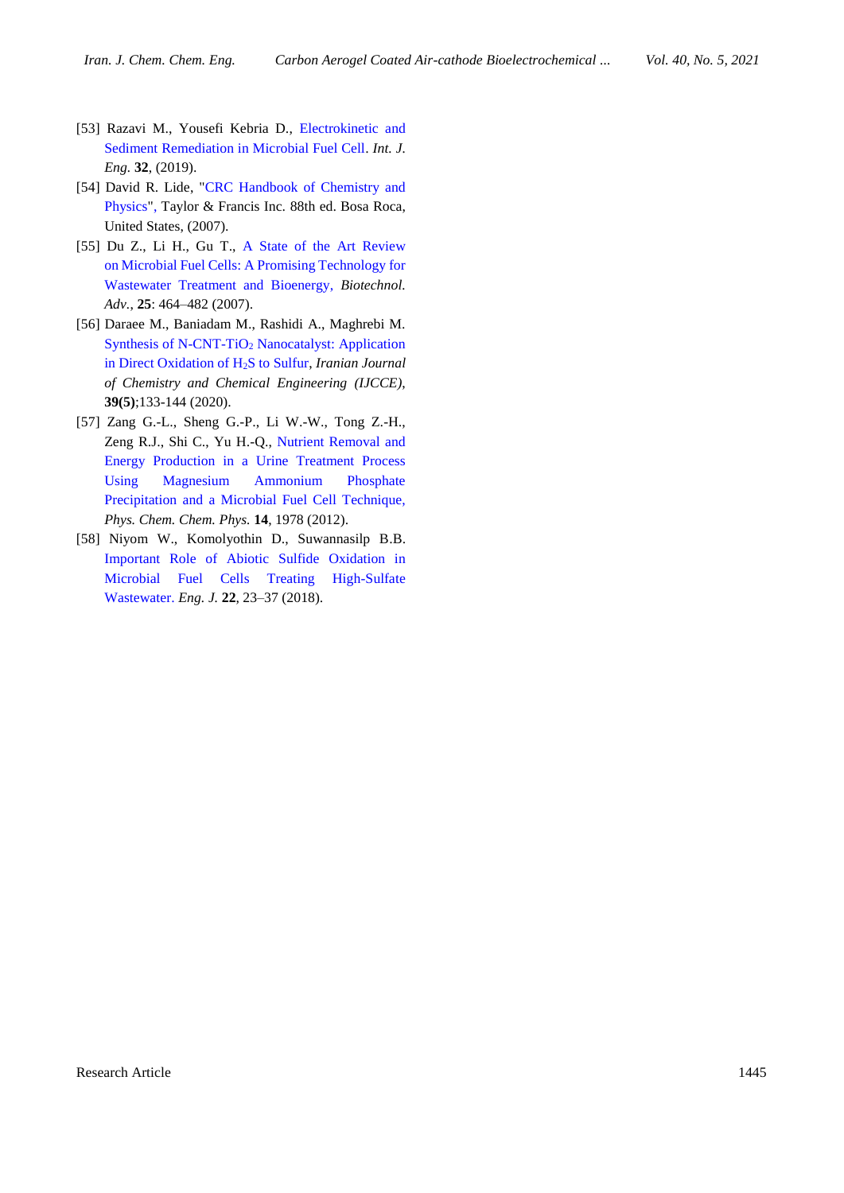[53] Razavi M., Yousefi Kebria D., Electrokinetic and Sediment Remediation in Microbial Fuel Cell. *Int. J. Eng.* **32**, (2019).

[54] David R. Lide, "CRC Handbook of Chemistry and Physics", Taylor & Francis Inc. 88th ed. Bosa Roca, United States, (2007).

[55] Du Z., Li H., Gu T., A State of the Art Review on Microbial Fuel Cells: A Promising Technology for Wastewater Treatment and Bioenergy, *Biotechnol. Adv.*, **25**: 464–482 (2007).

[56] Daraee M., Baniadam M., Rashidi A., Maghrebi M. Synthesis of N-CNT-$TiO_2$ Nanocatalyst: Application in Direct Oxidation of $H_2S$ to Sulfur, *Iranian Journal of Chemistry and Chemical Engineering (IJCCE)*, **39(5)**;133-144 (2020).

[57] Zang G.-L., Sheng G.-P., Li W.-W., Tong Z.-H., Zeng R.J., Shi C., Yu H.-Q., Nutrient Removal and Energy Production in a Urine Treatment Process Using Magnesium Ammonium Phosphate Precipitation and a Microbial Fuel Cell Technique, *Phys. Chem. Chem. Phys.* **14**, 1978 (2012).

[58] Niyom W., Komolyothin D., Suwannasilp B.B. Important Role of Abiotic Sulfide Oxidation in Microbial Fuel Cells Treating High-Sulfate Wastewater. *Eng. J.* **22**, 23–37 (2018).